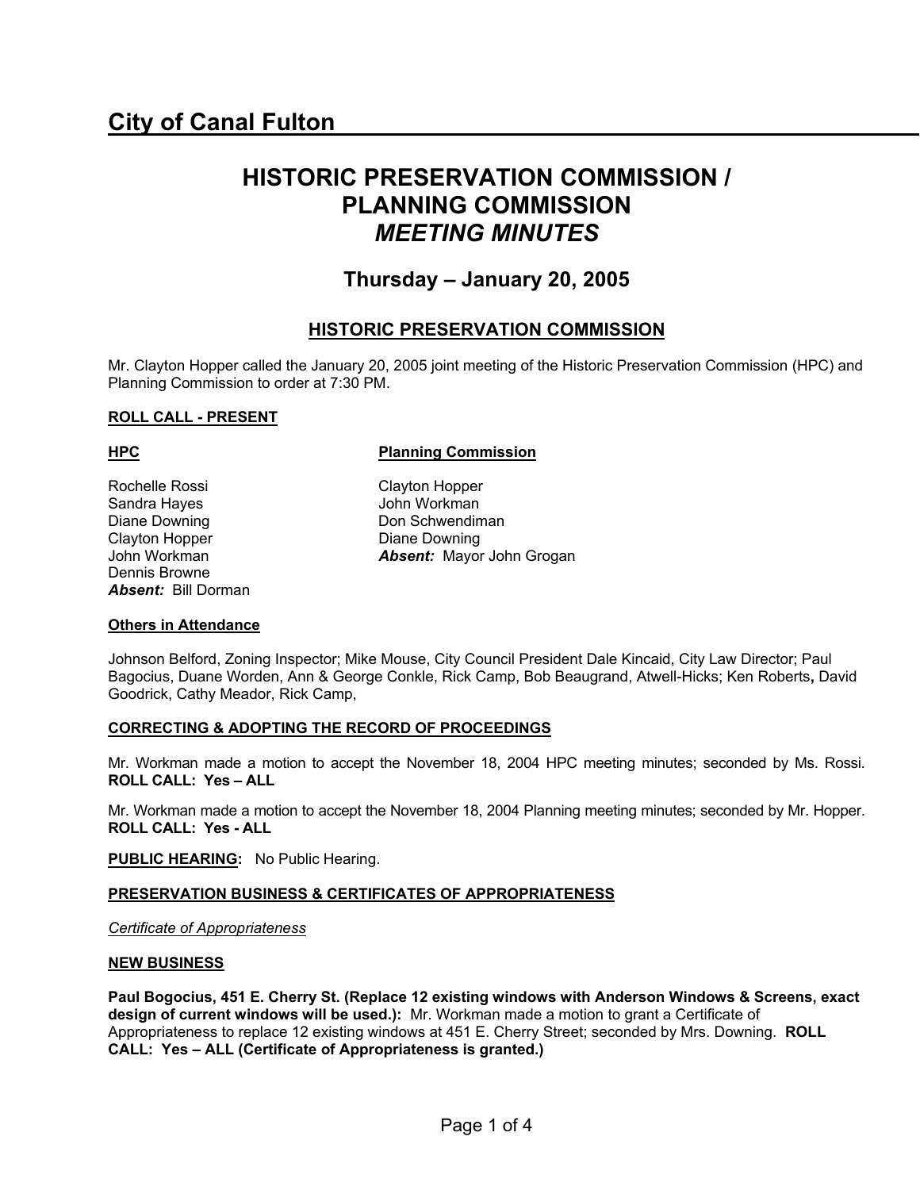# City of Canal Fulton

# HISTORIC PRESERVATION COMMISSION / PLANNING COMMISSION
## *MEETING MINUTES*

## Thursday – January 20, 2005

## HISTORIC PRESERVATION COMMISSION

Mr. Clayton Hopper called the January 20, 2005 joint meeting of the Historic Preservation Commission (HPC) and Planning Commission to order at 7:30 PM.

**ROLL CALL - PRESENT**

**HPC**

Rochelle Rossi
Sandra Hayes
Diane Downing
Clayton Hopper
John Workman
Dennis Browne
***Absent:*** Bill Dorman

**Planning Commission**

Clayton Hopper
John Workman
Don Schwendiman
Diane Downing
***Absent:*** Mayor John Grogan

**Others in Attendance**

Johnson Belford, Zoning Inspector; Mike Mouse, City Council President Dale Kincaid, City Law Director; Paul Bagocius, Duane Worden, Ann & George Conkle, Rick Camp, Bob Beaugrand, Atwell-Hicks; Ken Roberts**,** David Goodrick, Cathy Meador, Rick Camp,

**CORRECTING & ADOPTING THE RECORD OF PROCEEDINGS**

Mr. Workman made a motion to accept the November 18, 2004 HPC meeting minutes; seconded by Ms. Rossi. **ROLL CALL: Yes – ALL**

Mr. Workman made a motion to accept the November 18, 2004 Planning meeting minutes; seconded by Mr. Hopper. **ROLL CALL: Yes - ALL**

**PUBLIC HEARING:** No Public Hearing.

**PRESERVATION BUSINESS & CERTIFICATES OF APPROPRIATENESS**

*Certificate of Appropriateness*

**NEW BUSINESS**

**Paul Bogocius, 451 E. Cherry St. (Replace 12 existing windows with Anderson Windows & Screens, exact design of current windows will be used.):** Mr. Workman made a motion to grant a Certificate of Appropriateness to replace 12 existing windows at 451 E. Cherry Street; seconded by Mrs. Downing. **ROLL CALL: Yes – ALL (Certificate of Appropriateness is granted.)**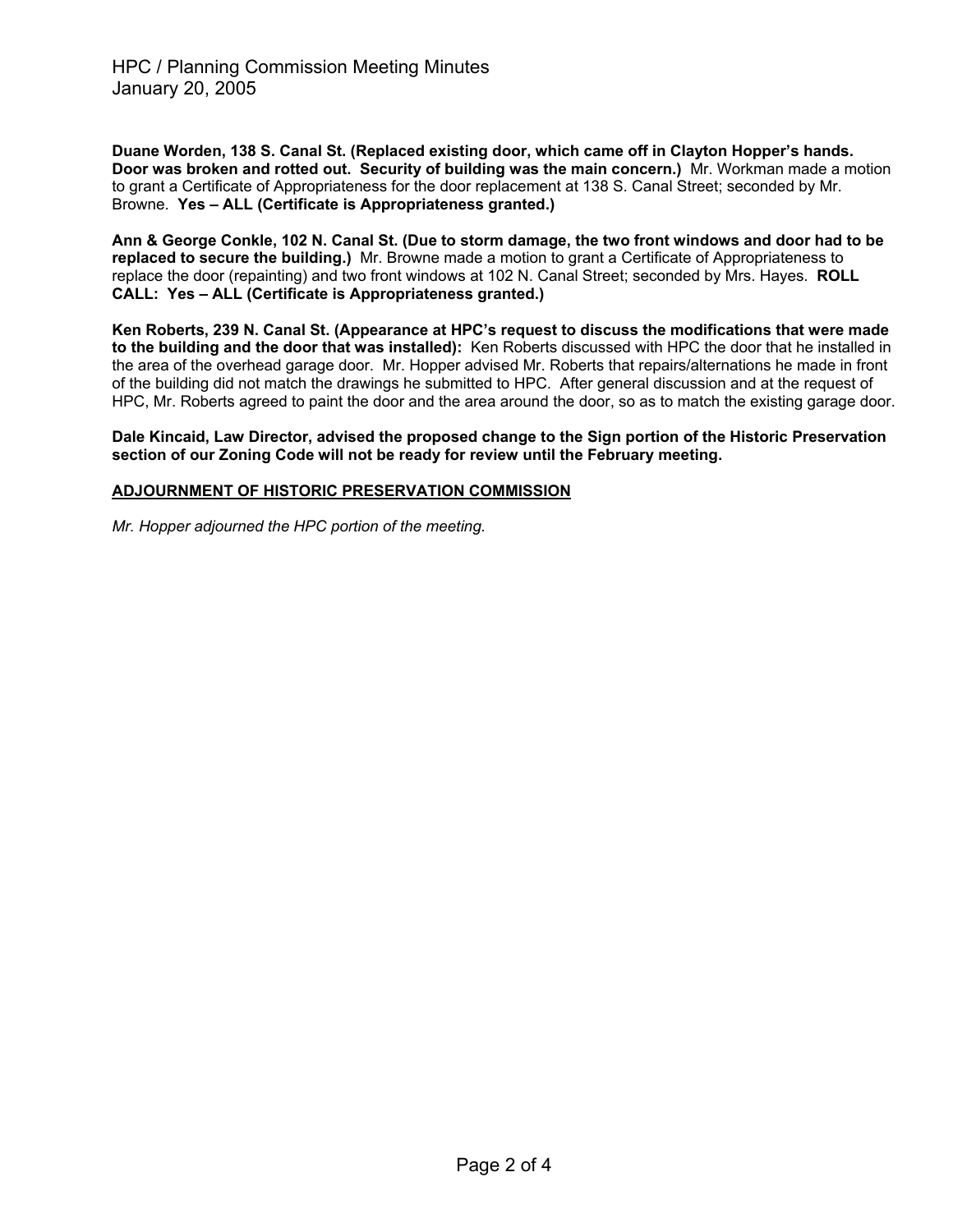**Duane Worden, 138 S. Canal St. (Replaced existing door, which came off in Clayton Hopper's hands. Door was broken and rotted out. Security of building was the main concern.)** Mr. Workman made a motion to grant a Certificate of Appropriateness for the door replacement at 138 S. Canal Street; seconded by Mr. Browne. **Yes – ALL (Certificate is Appropriateness granted.)**

**Ann & George Conkle, 102 N. Canal St. (Due to storm damage, the two front windows and door had to be replaced to secure the building.)** Mr. Browne made a motion to grant a Certificate of Appropriateness to replace the door (repainting) and two front windows at 102 N. Canal Street; seconded by Mrs. Hayes. **ROLL CALL: Yes – ALL (Certificate is Appropriateness granted.)**

**Ken Roberts, 239 N. Canal St. (Appearance at HPC's request to discuss the modifications that were made to the building and the door that was installed):** Ken Roberts discussed with HPC the door that he installed in the area of the overhead garage door. Mr. Hopper advised Mr. Roberts that repairs/alternations he made in front of the building did not match the drawings he submitted to HPC. After general discussion and at the request of HPC, Mr. Roberts agreed to paint the door and the area around the door, so as to match the existing garage door.

**Dale Kincaid, Law Director, advised the proposed change to the Sign portion of the Historic Preservation section of our Zoning Code will not be ready for review until the February meeting.**

**ADJOURNMENT OF HISTORIC PRESERVATION COMMISSION**

*Mr. Hopper adjourned the HPC portion of the meeting.*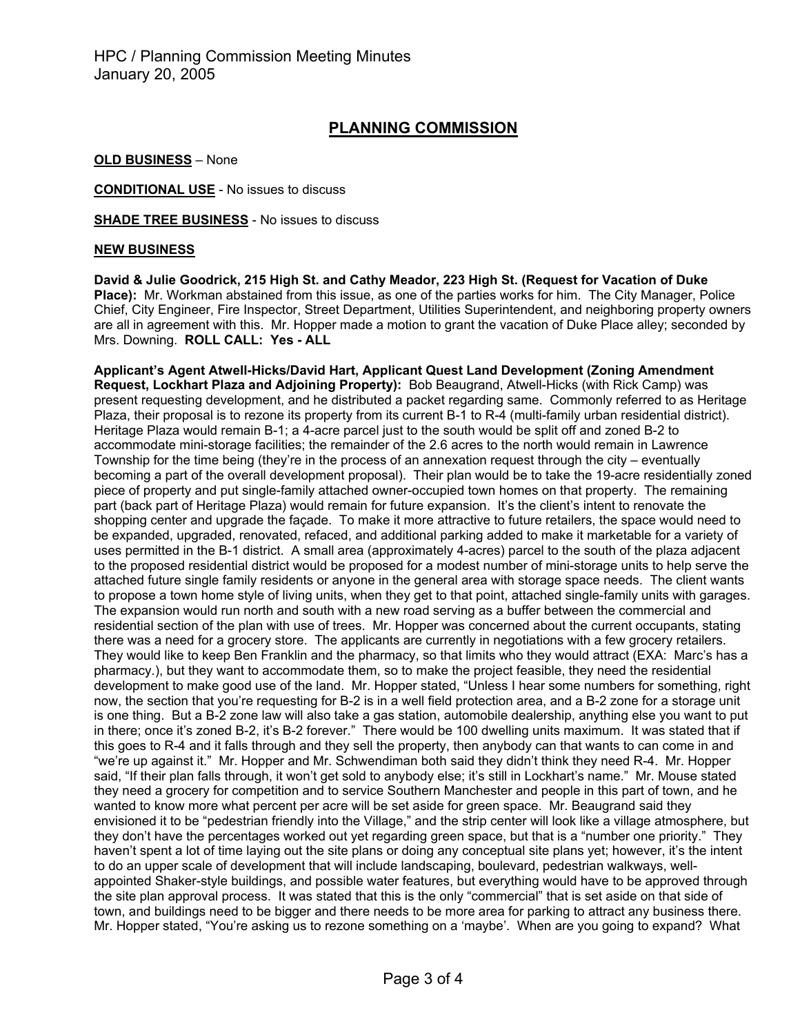## PLANNING COMMISSION

**OLD BUSINESS** – None

**CONDITIONAL USE** - No issues to discuss

**SHADE TREE BUSINESS** - No issues to discuss

**NEW BUSINESS**

**David & Julie Goodrick, 215 High St. and Cathy Meador, 223 High St. (Request for Vacation of Duke Place):** Mr. Workman abstained from this issue, as one of the parties works for him. The City Manager, Police Chief, City Engineer, Fire Inspector, Street Department, Utilities Superintendent, and neighboring property owners are all in agreement with this. Mr. Hopper made a motion to grant the vacation of Duke Place alley; seconded by Mrs. Downing. **ROLL CALL: Yes - ALL**

**Applicant's Agent Atwell-Hicks/David Hart, Applicant Quest Land Development (Zoning Amendment Request, Lockhart Plaza and Adjoining Property):** Bob Beaugrand, Atwell-Hicks (with Rick Camp) was present requesting development, and he distributed a packet regarding same. Commonly referred to as Heritage Plaza, their proposal is to rezone its property from its current B-1 to R-4 (multi-family urban residential district). Heritage Plaza would remain B-1; a 4-acre parcel just to the south would be split off and zoned B-2 to accommodate mini-storage facilities; the remainder of the 2.6 acres to the north would remain in Lawrence Township for the time being (they're in the process of an annexation request through the city – eventually becoming a part of the overall development proposal). Their plan would be to take the 19-acre residentially zoned piece of property and put single-family attached owner-occupied town homes on that property. The remaining part (back part of Heritage Plaza) would remain for future expansion. It's the client's intent to renovate the shopping center and upgrade the façade. To make it more attractive to future retailers, the space would need to be expanded, upgraded, renovated, refaced, and additional parking added to make it marketable for a variety of uses permitted in the B-1 district. A small area (approximately 4-acres) parcel to the south of the plaza adjacent to the proposed residential district would be proposed for a modest number of mini-storage units to help serve the attached future single family residents or anyone in the general area with storage space needs. The client wants to propose a town home style of living units, when they get to that point, attached single-family units with garages. The expansion would run north and south with a new road serving as a buffer between the commercial and residential section of the plan with use of trees. Mr. Hopper was concerned about the current occupants, stating there was a need for a grocery store. The applicants are currently in negotiations with a few grocery retailers. They would like to keep Ben Franklin and the pharmacy, so that limits who they would attract (EXA: Marc's has a pharmacy.), but they want to accommodate them, so to make the project feasible, they need the residential development to make good use of the land. Mr. Hopper stated, "Unless I hear some numbers for something, right now, the section that you're requesting for B-2 is in a well field protection area, and a B-2 zone for a storage unit is one thing. But a B-2 zone law will also take a gas station, automobile dealership, anything else you want to put in there; once it's zoned B-2, it's B-2 forever." There would be 100 dwelling units maximum. It was stated that if this goes to R-4 and it falls through and they sell the property, then anybody can that wants to can come in and "we're up against it." Mr. Hopper and Mr. Schwendiman both said they didn't think they need R-4. Mr. Hopper said, "If their plan falls through, it won't get sold to anybody else; it's still in Lockhart's name." Mr. Mouse stated they need a grocery for competition and to service Southern Manchester and people in this part of town, and he wanted to know more what percent per acre will be set aside for green space. Mr. Beaugrand said they envisioned it to be "pedestrian friendly into the Village," and the strip center will look like a village atmosphere, but they don't have the percentages worked out yet regarding green space, but that is a "number one priority." They haven't spent a lot of time laying out the site plans or doing any conceptual site plans yet; however, it's the intent to do an upper scale of development that will include landscaping, boulevard, pedestrian walkways, well-appointed Shaker-style buildings, and possible water features, but everything would have to be approved through the site plan approval process. It was stated that this is the only "commercial" that is set aside on that side of town, and buildings need to be bigger and there needs to be more area for parking to attract any business there. Mr. Hopper stated, "You're asking us to rezone something on a 'maybe'. When are you going to expand? What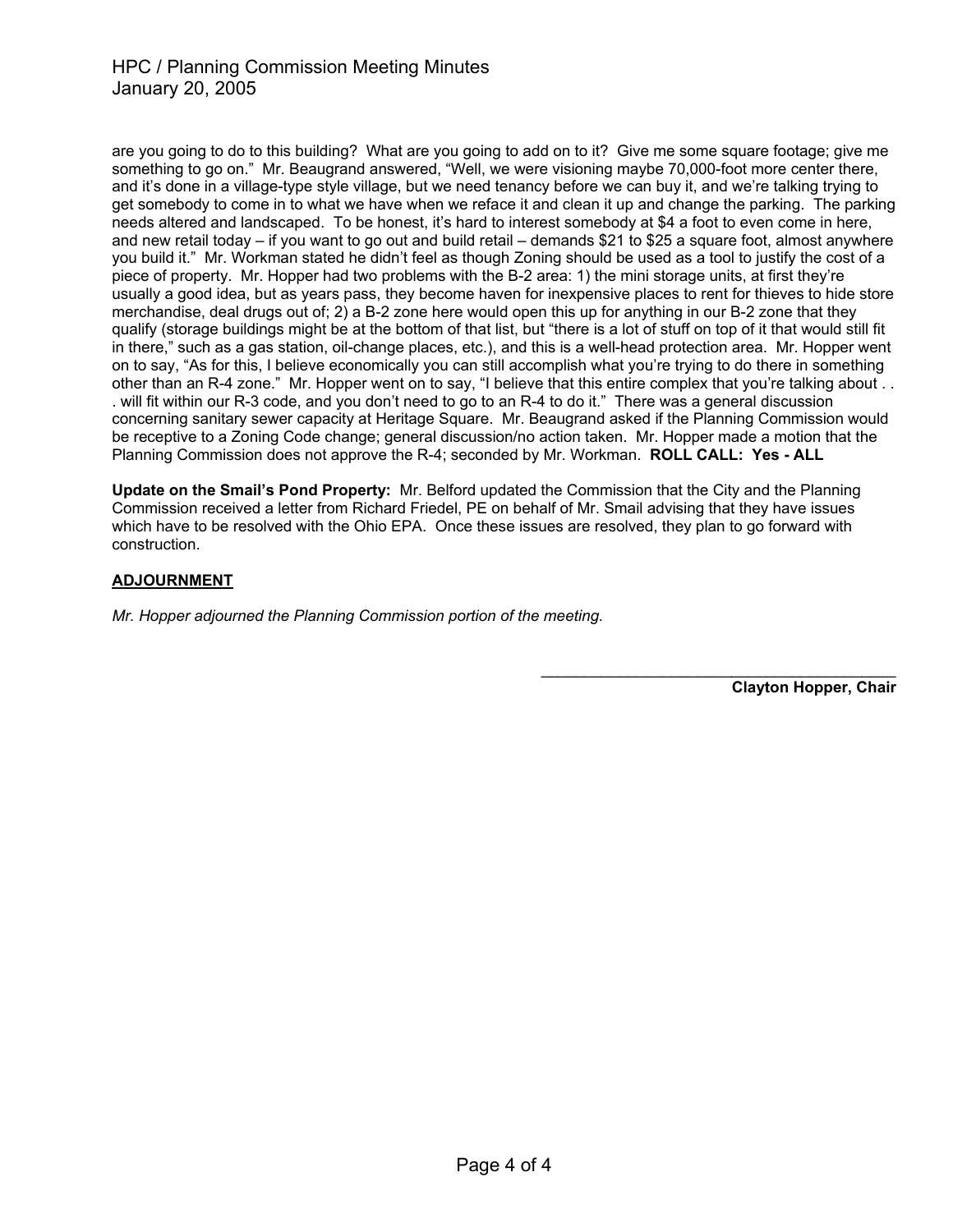are you going to do to this building? What are you going to add on to it? Give me some square footage; give me something to go on." Mr. Beaugrand answered, "Well, we were visioning maybe 70,000-foot more center there, and it's done in a village-type style village, but we need tenancy before we can buy it, and we're talking trying to get somebody to come in to what we have when we reface it and clean it up and change the parking. The parking needs altered and landscaped. To be honest, it's hard to interest somebody at $4 a foot to even come in here, and new retail today – if you want to go out and build retail – demands $21 to $25 a square foot, almost anywhere you build it." Mr. Workman stated he didn't feel as though Zoning should be used as a tool to justify the cost of a piece of property. Mr. Hopper had two problems with the B-2 area: 1) the mini storage units, at first they're usually a good idea, but as years pass, they become haven for inexpensive places to rent for thieves to hide store merchandise, deal drugs out of; 2) a B-2 zone here would open this up for anything in our B-2 zone that they qualify (storage buildings might be at the bottom of that list, but "there is a lot of stuff on top of it that would still fit in there," such as a gas station, oil-change places, etc.), and this is a well-head protection area. Mr. Hopper went on to say, "As for this, I believe economically you can still accomplish what you're trying to do there in something other than an R-4 zone." Mr. Hopper went on to say, "I believe that this entire complex that you're talking about . . . will fit within our R-3 code, and you don't need to go to an R-4 to do it." There was a general discussion concerning sanitary sewer capacity at Heritage Square. Mr. Beaugrand asked if the Planning Commission would be receptive to a Zoning Code change; general discussion/no action taken. Mr. Hopper made a motion that the Planning Commission does not approve the R-4; seconded by Mr. Workman. **ROLL CALL: Yes - ALL**

**Update on the Smail's Pond Property:** Mr. Belford updated the Commission that the City and the Planning Commission received a letter from Richard Friedel, PE on behalf of Mr. Smail advising that they have issues which have to be resolved with the Ohio EPA. Once these issues are resolved, they plan to go forward with construction.

**ADJOURNMENT**

*Mr. Hopper adjourned the Planning Commission portion of the meeting.*

\_\_\_\_\_\_\_\_\_\_\_\_\_\_\_\_\_\_\_\_\_\_\_\_\_\_\_\_\_\_\_\_\_\_\_\_\_\_\_\_

**Clayton Hopper, Chair**